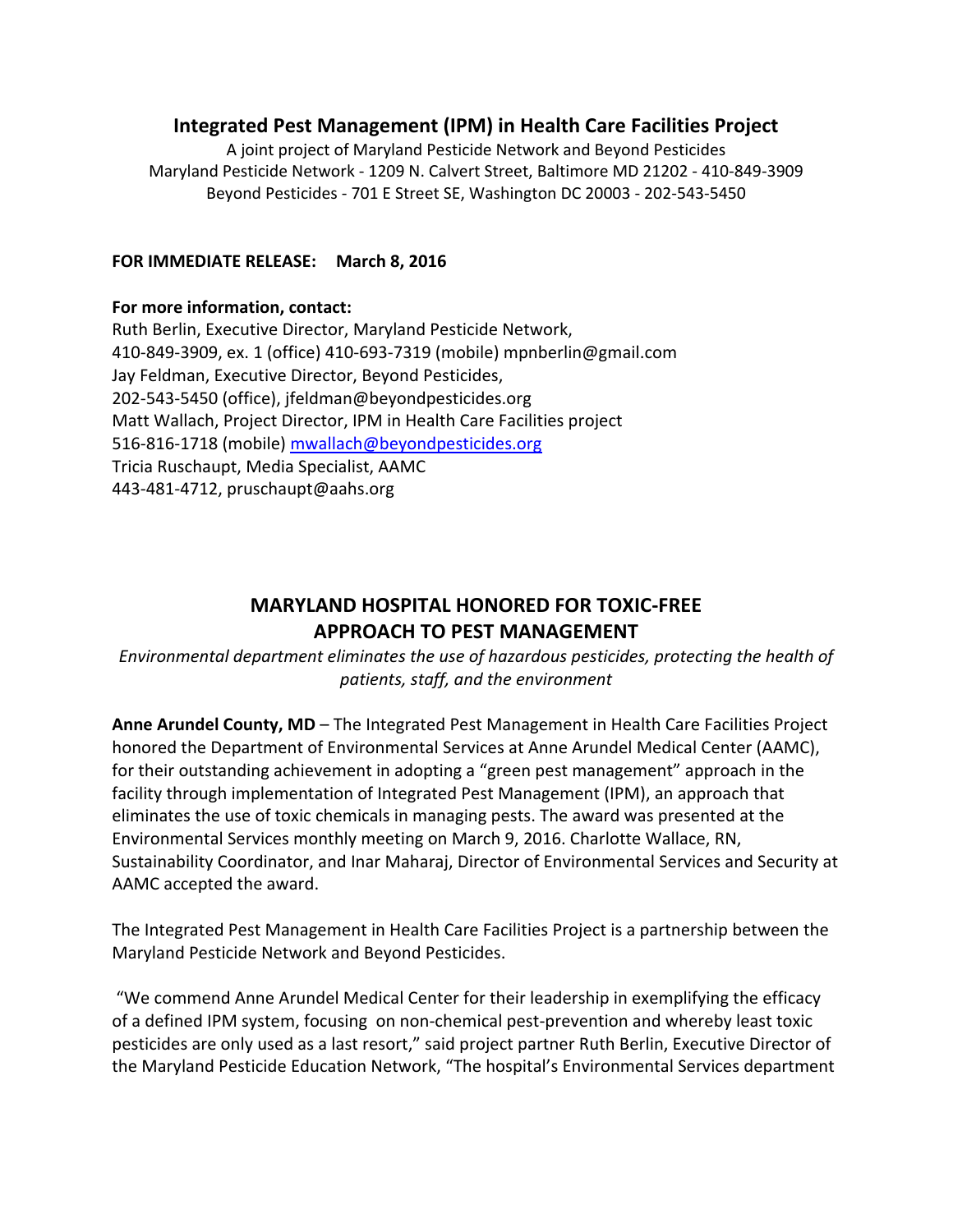## Integrated Pest Management (IPM) in Health Care Facilities Project

A joint project of Maryland Pesticide Network and Beyond Pesticides
Maryland Pesticide Network - 1209 N. Calvert Street, Baltimore MD 21202 - 410-849-3909
Beyond Pesticides - 701 E Street SE, Washington DC 20003 - 202-543-5450

**FOR IMMEDIATE RELEASE: March 8, 2016**

**For more information, contact:**
Ruth Berlin, Executive Director, Maryland Pesticide Network,
410-849-3909, ex. 1 (office) 410-693-7319 (mobile) mpnberlin@gmail.com
Jay Feldman, Executive Director, Beyond Pesticides,
202-543-5450 (office), jfeldman@beyondpesticides.org
Matt Wallach, Project Director, IPM in Health Care Facilities project
516-816-1718 (mobile) mwallach@beyondpesticides.org
Tricia Ruschaupt, Media Specialist, AAMC
443-481-4712, pruschaupt@aahs.org

## MARYLAND HOSPITAL HONORED FOR TOXIC-FREE APPROACH TO PEST MANAGEMENT

*Environmental department eliminates the use of hazardous pesticides, protecting the health of patients, staff, and the environment*

**Anne Arundel County, MD** – The Integrated Pest Management in Health Care Facilities Project honored the Department of Environmental Services at Anne Arundel Medical Center (AAMC), for their outstanding achievement in adopting a "green pest management" approach in the facility through implementation of Integrated Pest Management (IPM), an approach that eliminates the use of toxic chemicals in managing pests. The award was presented at the Environmental Services monthly meeting on March 9, 2016. Charlotte Wallace, RN, Sustainability Coordinator, and Inar Maharaj, Director of Environmental Services and Security at AAMC accepted the award.

The Integrated Pest Management in Health Care Facilities Project is a partnership between the Maryland Pesticide Network and Beyond Pesticides.

"We commend Anne Arundel Medical Center for their leadership in exemplifying the efficacy of a defined IPM system, focusing on non-chemical pest-prevention and whereby least toxic pesticides are only used as a last resort," said project partner Ruth Berlin, Executive Director of the Maryland Pesticide Education Network, "The hospital's Environmental Services department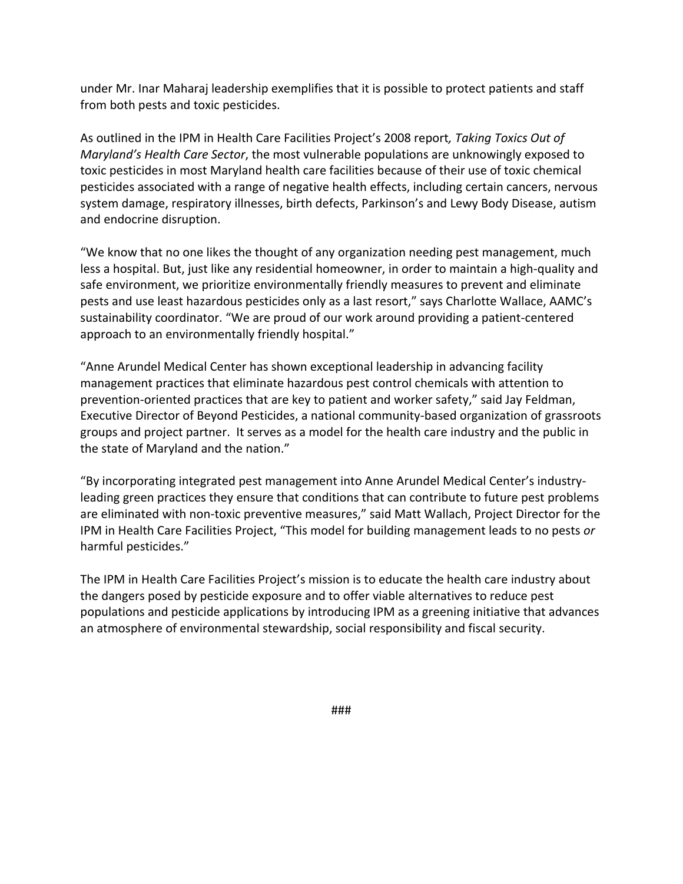under Mr. Inar Maharaj leadership exemplifies that it is possible to protect patients and staff from both pests and toxic pesticides.

As outlined in the IPM in Health Care Facilities Project's 2008 report*, Taking Toxics Out of Maryland's Health Care Sector*, the most vulnerable populations are unknowingly exposed to toxic pesticides in most Maryland health care facilities because of their use of toxic chemical pesticides associated with a range of negative health effects, including certain cancers, nervous system damage, respiratory illnesses, birth defects, Parkinson's and Lewy Body Disease, autism and endocrine disruption.

"We know that no one likes the thought of any organization needing pest management, much less a hospital. But, just like any residential homeowner, in order to maintain a high-quality and safe environment, we prioritize environmentally friendly measures to prevent and eliminate pests and use least hazardous pesticides only as a last resort," says Charlotte Wallace, AAMC's sustainability coordinator. "We are proud of our work around providing a patient-centered approach to an environmentally friendly hospital."

"Anne Arundel Medical Center has shown exceptional leadership in advancing facility management practices that eliminate hazardous pest control chemicals with attention to prevention-oriented practices that are key to patient and worker safety," said Jay Feldman, Executive Director of Beyond Pesticides, a national community-based organization of grassroots groups and project partner. It serves as a model for the health care industry and the public in the state of Maryland and the nation."

"By incorporating integrated pest management into Anne Arundel Medical Center's industry-leading green practices they ensure that conditions that can contribute to future pest problems are eliminated with non-toxic preventive measures," said Matt Wallach, Project Director for the IPM in Health Care Facilities Project, "This model for building management leads to no pests *or* harmful pesticides."

The IPM in Health Care Facilities Project's mission is to educate the health care industry about the dangers posed by pesticide exposure and to offer viable alternatives to reduce pest populations and pesticide applications by introducing IPM as a greening initiative that advances an atmosphere of environmental stewardship, social responsibility and fiscal security.

###